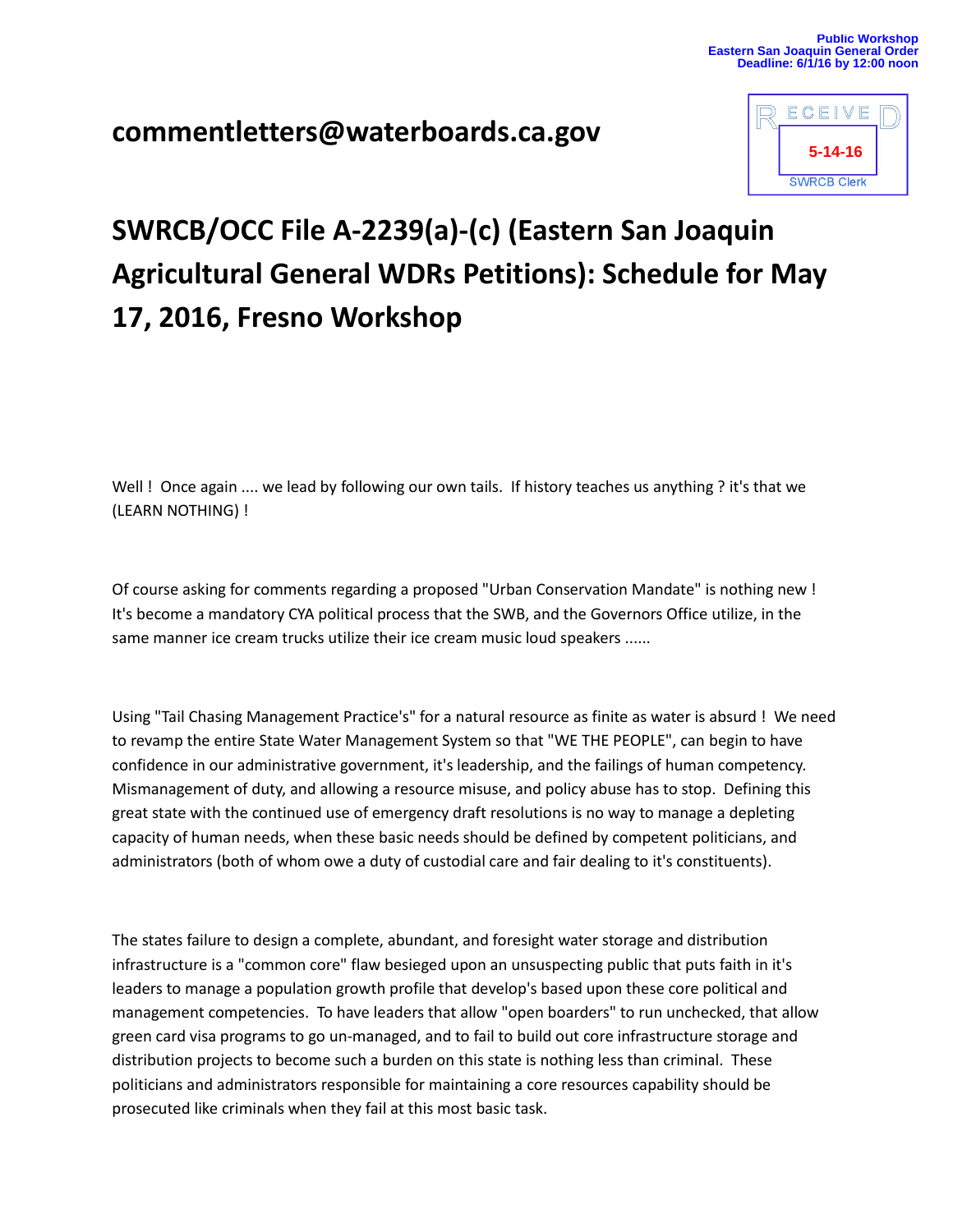Public Workshop
Eastern San Joaquin General Order
Deadline: 6/1/16 by 12:00 noon

RECEIVED
5-14-16
SWRCB Clerk

## commentletters@waterboards.ca.gov

# SWRCB/OCC File A-2239(a)-(c) (Eastern San Joaquin Agricultural General WDRs Petitions): Schedule for May 17, 2016, Fresno Workshop

Well ! Once again .... we lead by following our own tails. If history teaches us anything ? it's that we (LEARN NOTHING) !

Of course asking for comments regarding a proposed "Urban Conservation Mandate" is nothing new ! It's become a mandatory CYA political process that the SWB, and the Governors Office utilize, in the same manner ice cream trucks utilize their ice cream music loud speakers ......

Using "Tail Chasing Management Practice's" for a natural resource as finite as water is absurd ! We need to revamp the entire State Water Management System so that "WE THE PEOPLE", can begin to have confidence in our administrative government, it's leadership, and the failings of human competency. Mismanagement of duty, and allowing a resource misuse, and policy abuse has to stop. Defining this great state with the continued use of emergency draft resolutions is no way to manage a depleting capacity of human needs, when these basic needs should be defined by competent politicians, and administrators (both of whom owe a duty of custodial care and fair dealing to it's constituents).

The states failure to design a complete, abundant, and foresight water storage and distribution infrastructure is a "common core" flaw besieged upon an unsuspecting public that puts faith in it's leaders to manage a population growth profile that develop's based upon these core political and management competencies. To have leaders that allow "open boarders" to run unchecked, that allow green card visa programs to go un-managed, and to fail to build out core infrastructure storage and distribution projects to become such a burden on this state is nothing less than criminal. These politicians and administrators responsible for maintaining a core resources capability should be prosecuted like criminals when they fail at this most basic task.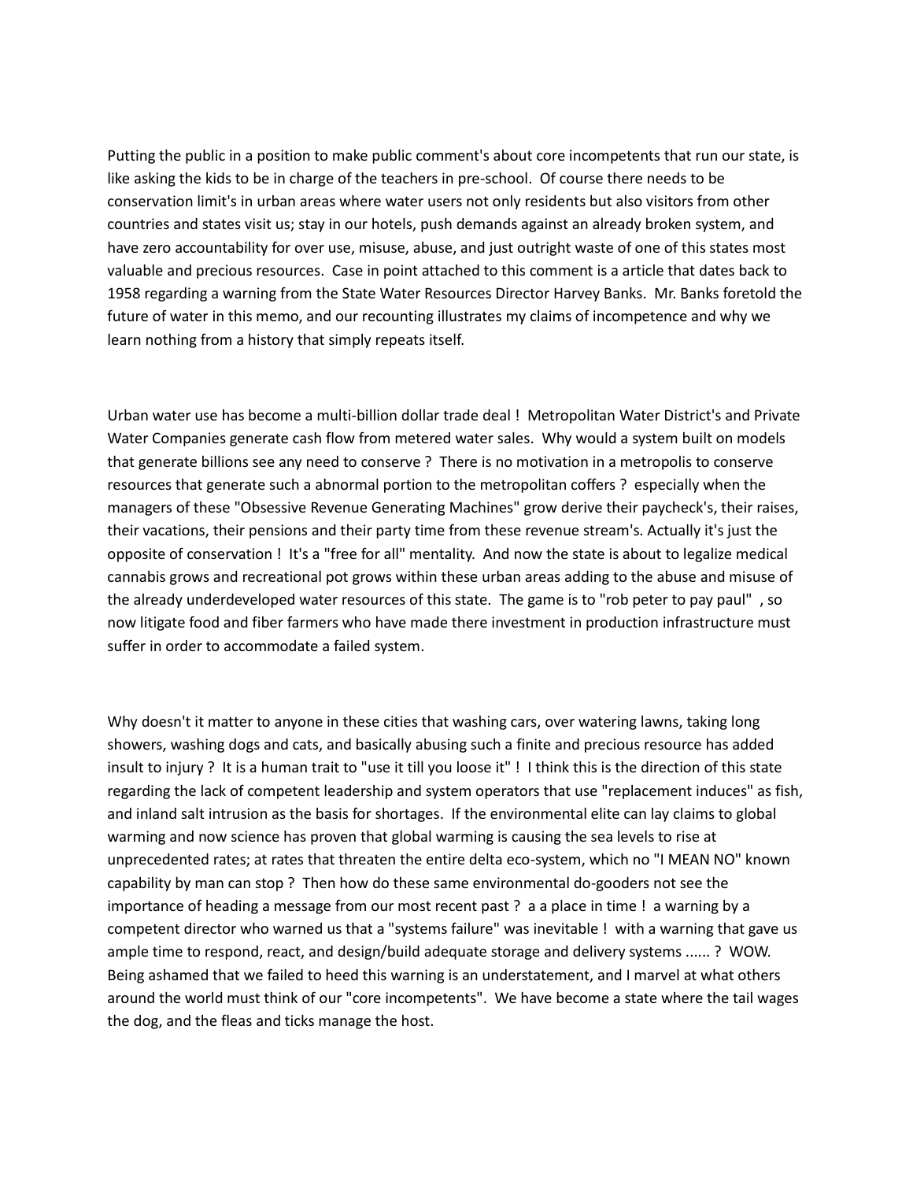Putting the public in a position to make public comment's about core incompetents that run our state, is like asking the kids to be in charge of the teachers in pre-school. Of course there needs to be conservation limit's in urban areas where water users not only residents but also visitors from other countries and states visit us; stay in our hotels, push demands against an already broken system, and have zero accountability for over use, misuse, abuse, and just outright waste of one of this states most valuable and precious resources. Case in point attached to this comment is a article that dates back to 1958 regarding a warning from the State Water Resources Director Harvey Banks. Mr. Banks foretold the future of water in this memo, and our recounting illustrates my claims of incompetence and why we learn nothing from a history that simply repeats itself.

Urban water use has become a multi-billion dollar trade deal ! Metropolitan Water District's and Private Water Companies generate cash flow from metered water sales. Why would a system built on models that generate billions see any need to conserve ? There is no motivation in a metropolis to conserve resources that generate such a abnormal portion to the metropolitan coffers ? especially when the managers of these "Obsessive Revenue Generating Machines" grow derive their paycheck's, their raises, their vacations, their pensions and their party time from these revenue stream's. Actually it's just the opposite of conservation ! It's a "free for all" mentality. And now the state is about to legalize medical cannabis grows and recreational pot grows within these urban areas adding to the abuse and misuse of the already underdeveloped water resources of this state. The game is to "rob peter to pay paul" , so now litigate food and fiber farmers who have made there investment in production infrastructure must suffer in order to accommodate a failed system.

Why doesn't it matter to anyone in these cities that washing cars, over watering lawns, taking long showers, washing dogs and cats, and basically abusing such a finite and precious resource has added insult to injury ? It is a human trait to "use it till you loose it" ! I think this is the direction of this state regarding the lack of competent leadership and system operators that use "replacement induces" as fish, and inland salt intrusion as the basis for shortages. If the environmental elite can lay claims to global warming and now science has proven that global warming is causing the sea levels to rise at unprecedented rates; at rates that threaten the entire delta eco-system, which no "I MEAN NO" known capability by man can stop ? Then how do these same environmental do-gooders not see the importance of heading a message from our most recent past ? a a place in time ! a warning by a competent director who warned us that a "systems failure" was inevitable ! with a warning that gave us ample time to respond, react, and design/build adequate storage and delivery systems ...... ? WOW. Being ashamed that we failed to heed this warning is an understatement, and I marvel at what others around the world must think of our "core incompetents". We have become a state where the tail wages the dog, and the fleas and ticks manage the host.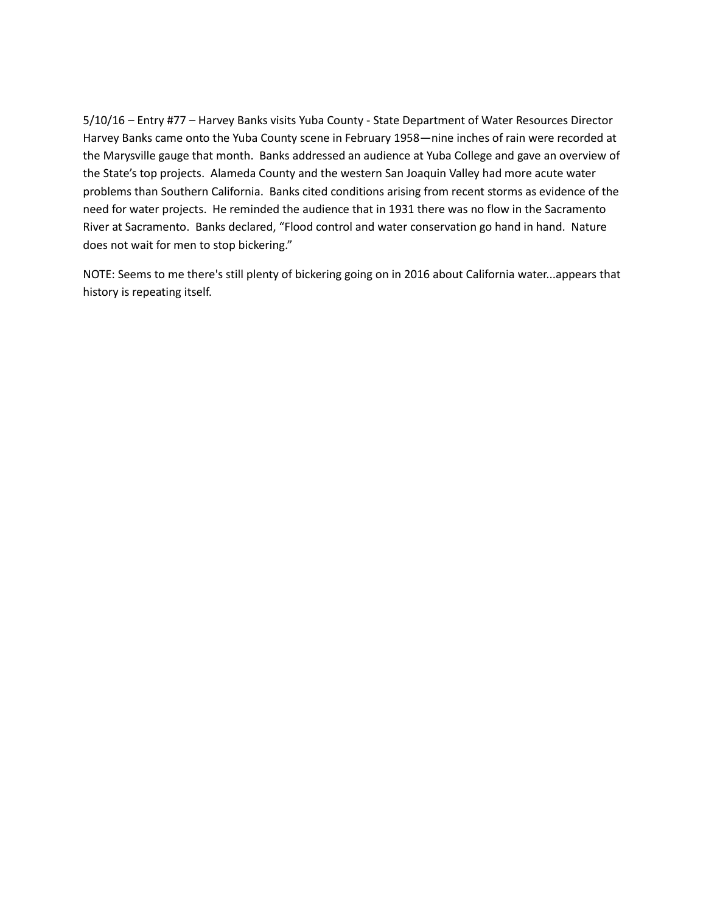5/10/16 – Entry #77 – Harvey Banks visits Yuba County - State Department of Water Resources Director Harvey Banks came onto the Yuba County scene in February 1958—nine inches of rain were recorded at the Marysville gauge that month. Banks addressed an audience at Yuba College and gave an overview of the State's top projects. Alameda County and the western San Joaquin Valley had more acute water problems than Southern California. Banks cited conditions arising from recent storms as evidence of the need for water projects. He reminded the audience that in 1931 there was no flow in the Sacramento River at Sacramento. Banks declared, "Flood control and water conservation go hand in hand. Nature does not wait for men to stop bickering."

NOTE: Seems to me there's still plenty of bickering going on in 2016 about California water...appears that history is repeating itself.